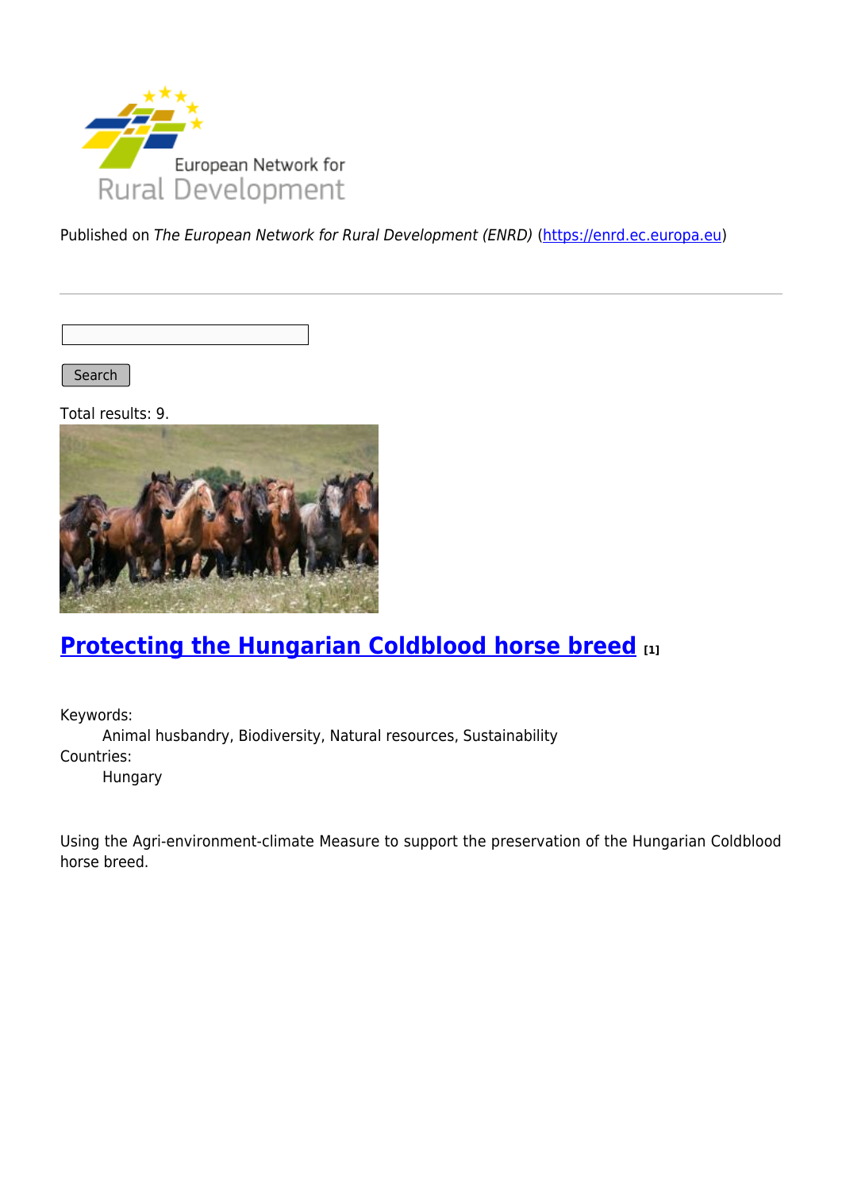European Network for Rural Development

Published on *The European Network for Rural Development (ENRD)* (https://enrd.ec.europa.eu)

Search

Total results: 9.

## Protecting the Hungarian Coldblood horse breed [1]

Keywords:
    Animal husbandry, Biodiversity, Natural resources, Sustainability

Countries:
    Hungary

Using the Agri-environment-climate Measure to support the preservation of the Hungarian Coldblood horse breed.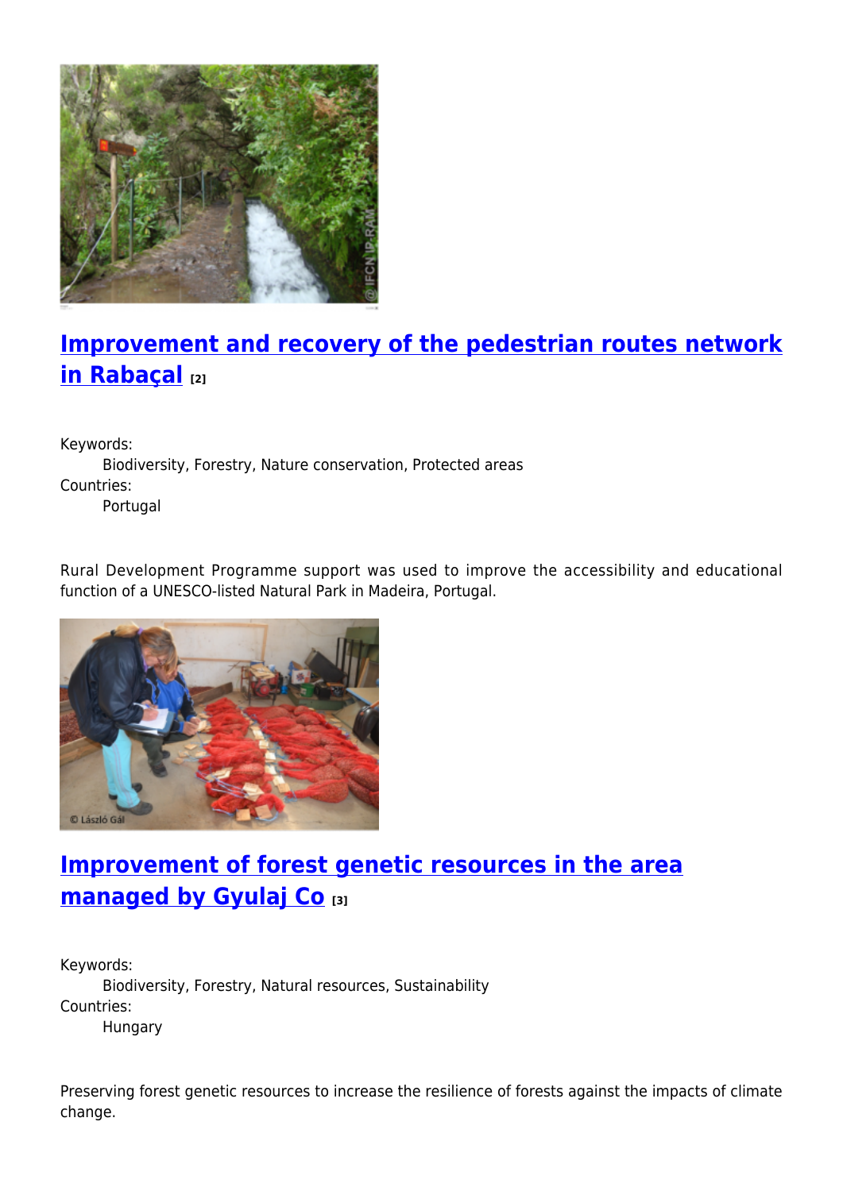## Improvement and recovery of the pedestrian routes network in Rabaçal [2]

Keywords:
  Biodiversity, Forestry, Nature conservation, Protected areas
Countries:
  Portugal

Rural Development Programme support was used to improve the accessibility and educational function of a UNESCO-listed Natural Park in Madeira, Portugal.

## Improvement of forest genetic resources in the area managed by Gyulaj Co [3]

Keywords:
  Biodiversity, Forestry, Natural resources, Sustainability
Countries:
  Hungary

Preserving forest genetic resources to increase the resilience of forests against the impacts of climate change.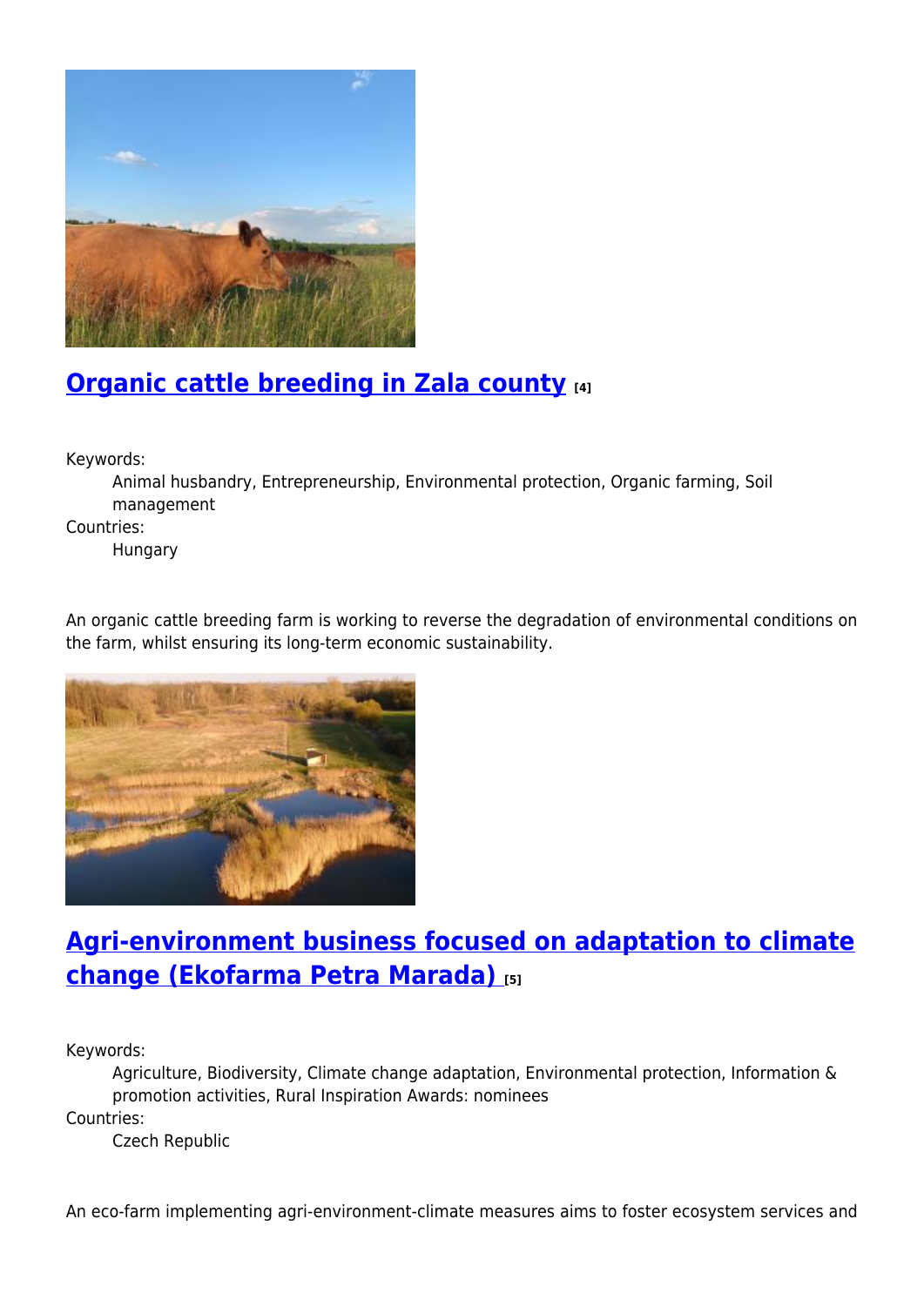## [Organic cattle breeding in Zala county [4]]

Keywords:
: Animal husbandry, Entrepreneurship, Environmental protection, Organic farming, Soil management

Countries:
: Hungary

An organic cattle breeding farm is working to reverse the degradation of environmental conditions on the farm, whilst ensuring its long-term economic sustainability.

## [Agri-environment business focused on adaptation to climate change (Ekofarma Petra Marada) [5]]

Keywords:
: Agriculture, Biodiversity, Climate change adaptation, Environmental protection, Information & promotion activities, Rural Inspiration Awards: nominees

Countries:
: Czech Republic

An eco-farm implementing agri-environment-climate measures aims to foster ecosystem services and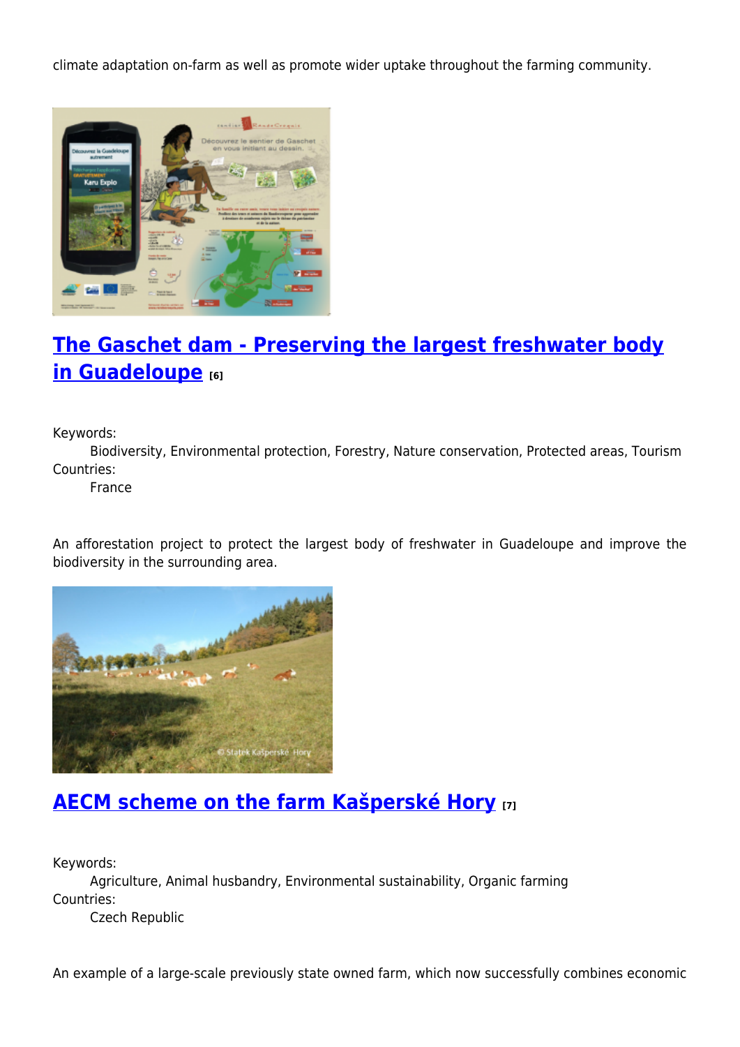climate adaptation on-farm as well as promote wider uptake throughout the farming community.

## [The Gaschet dam - Preserving the largest freshwater body in Guadeloupe](#) [6]

Keywords:
    Biodiversity, Environmental protection, Forestry, Nature conservation, Protected areas, Tourism
Countries:
    France

An afforestation project to protect the largest body of freshwater in Guadeloupe and improve the biodiversity in the surrounding area.

## [AECM scheme on the farm Kašperské Hory](#) [7]

Keywords:
    Agriculture, Animal husbandry, Environmental sustainability, Organic farming
Countries:
    Czech Republic

An example of a large-scale previously state owned farm, which now successfully combines economic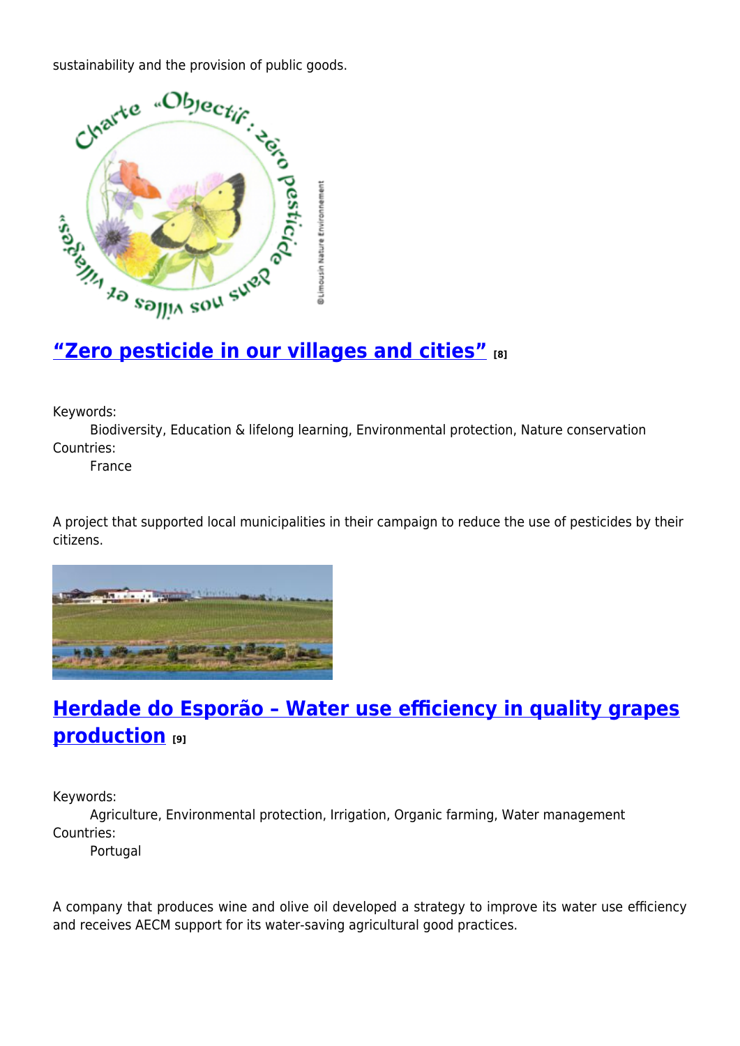sustainability and the provision of public goods.

## "Zero pesticide in our villages and cities" [8]

Keywords:
Biodiversity, Education & lifelong learning, Environmental protection, Nature conservation

Countries:
France

A project that supported local municipalities in their campaign to reduce the use of pesticides by their citizens.

## Herdade do Esporão – Water use efficiency in quality grapes production [9]

Keywords:
Agriculture, Environmental protection, Irrigation, Organic farming, Water management

Countries:
Portugal

A company that produces wine and olive oil developed a strategy to improve its water use efficiency and receives AECM support for its water-saving agricultural good practices.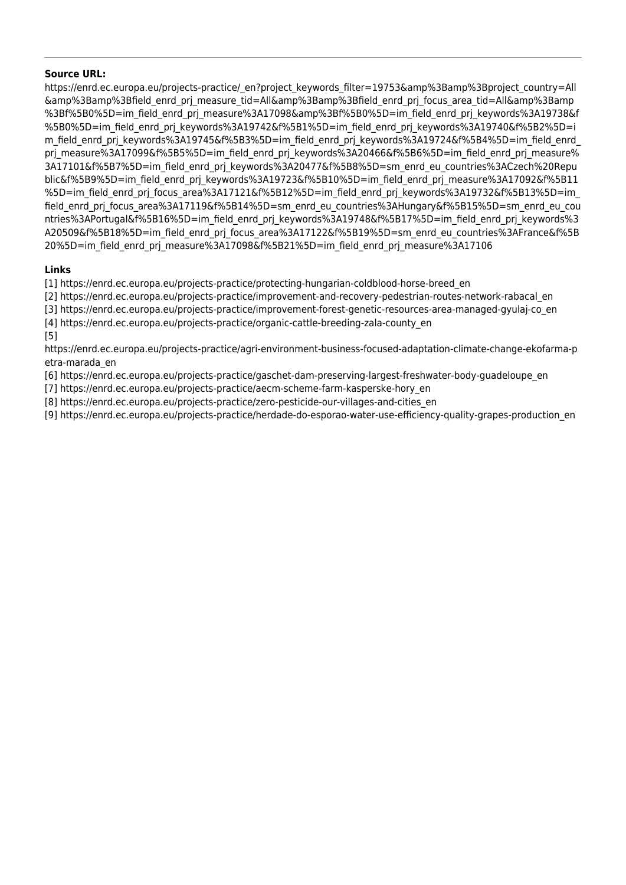**Source URL:**
https://enrd.ec.europa.eu/projects-practice/_en?project_keywords_filter=19753&amp%3Bamp%3Bproject_country=All&amp%3Bamp%3Bfield_enrd_prj_measure_tid=All&amp%3Bamp%3Bfield_enrd_prj_focus_area_tid=All&amp%3Bamp%3Bf%5B0%5D=im_field_enrd_prj_measure%3A17098&amp%3Bf%5B0%5D=im_field_enrd_prj_keywords%3A19738&f%5B0%5D=im_field_enrd_prj_keywords%3A19742&f%5B1%5D=im_field_enrd_prj_keywords%3A19740&f%5B2%5D=im_field_enrd_prj_keywords%3A19745&f%5B3%5D=im_field_enrd_prj_keywords%3A19724&f%5B4%5D=im_field_enrd_prj_measure%3A17099&f%5B5%5D=im_field_enrd_prj_keywords%3A20466&f%5B6%5D=im_field_enrd_prj_measure%3A17101&f%5B7%5D=im_field_enrd_prj_keywords%3A20477&f%5B8%5D=sm_enrd_eu_countries%3ACzech%20Republic&f%5B9%5D=im_field_enrd_prj_keywords%3A19723&f%5B10%5D=im_field_enrd_prj_measure%3A17092&f%5B11%5D=im_field_enrd_prj_focus_area%3A17121&f%5B12%5D=im_field_enrd_prj_keywords%3A19732&f%5B13%5D=im_field_enrd_prj_focus_area%3A17119&f%5B14%5D=sm_enrd_eu_countries%3AHungary&f%5B15%5D=sm_enrd_eu_countries%3APortugal&f%5B16%5D=im_field_enrd_prj_keywords%3A19748&f%5B17%5D=im_field_enrd_prj_keywords%3A20509&f%5B18%5D=im_field_enrd_prj_focus_area%3A17122&f%5B19%5D=sm_enrd_eu_countries%3AFrance&f%5B20%5D=im_field_enrd_prj_measure%3A17098&f%5B21%5D=im_field_enrd_prj_measure%3A17106

**Links**

[1] https://enrd.ec.europa.eu/projects-practice/protecting-hungarian-coldblood-horse-breed_en
[2] https://enrd.ec.europa.eu/projects-practice/improvement-and-recovery-pedestrian-routes-network-rabacal_en
[3] https://enrd.ec.europa.eu/projects-practice/improvement-forest-genetic-resources-area-managed-gyulaj-co_en
[4] https://enrd.ec.europa.eu/projects-practice/organic-cattle-breeding-zala-county_en
[5] https://enrd.ec.europa.eu/projects-practice/agri-environment-business-focused-adaptation-climate-change-ekofarma-petra-marada_en
[6] https://enrd.ec.europa.eu/projects-practice/gaschet-dam-preserving-largest-freshwater-body-guadeloupe_en
[7] https://enrd.ec.europa.eu/projects-practice/aecm-scheme-farm-kasperske-hory_en
[8] https://enrd.ec.europa.eu/projects-practice/zero-pesticide-our-villages-and-cities_en
[9] https://enrd.ec.europa.eu/projects-practice/herdade-do-esporao-water-use-efficiency-quality-grapes-production_en